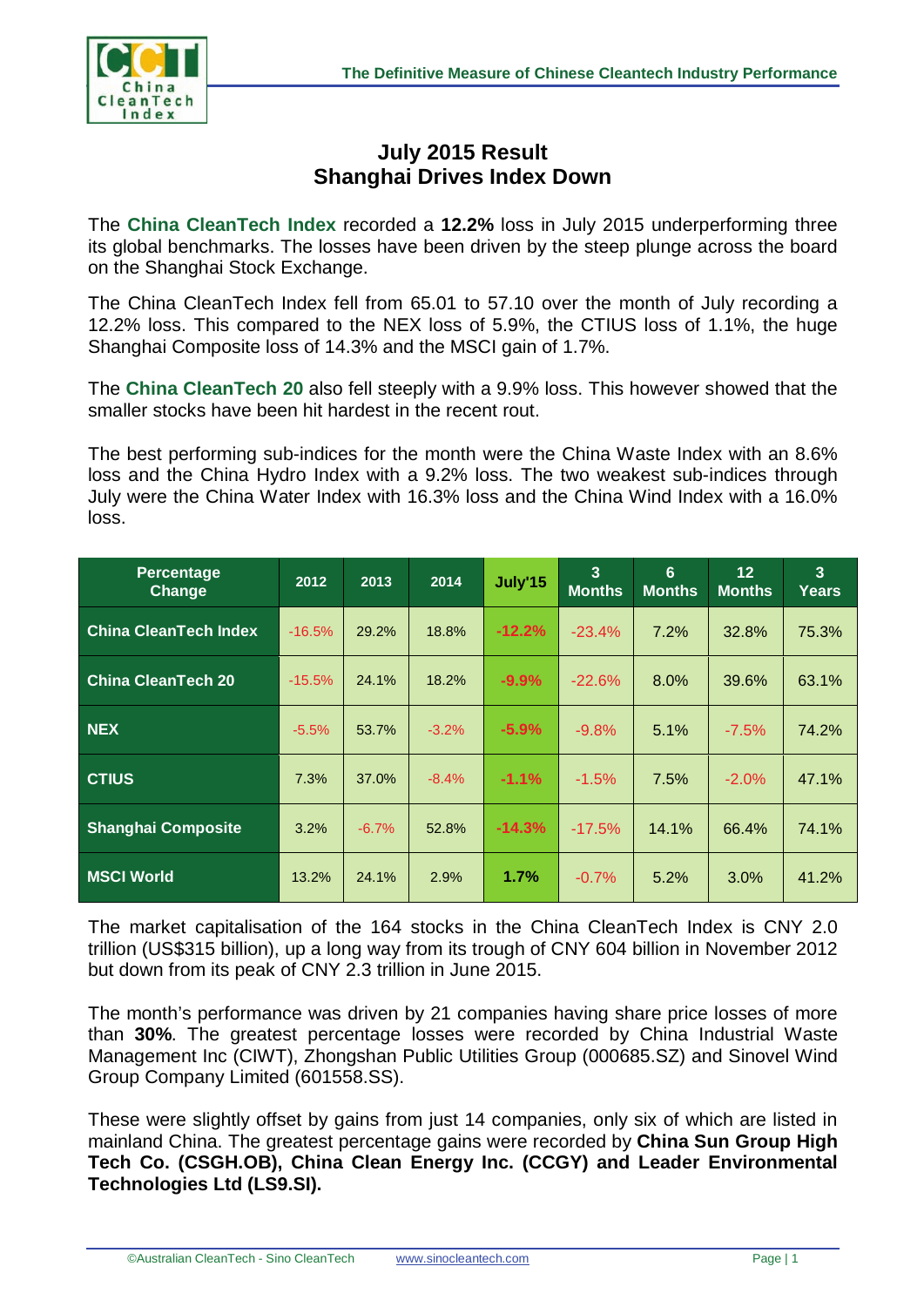# July 2015 Result
## Shanghai Drives Index Down

The **China CleanTech Index** recorded a **12.2%** loss in July 2015 underperforming three its global benchmarks. The losses have been driven by the steep plunge across the board on the Shanghai Stock Exchange.

The China CleanTech Index fell from 65.01 to 57.10 over the month of July recording a 12.2% loss. This compared to the NEX loss of 5.9%, the CTIUS loss of 1.1%, the huge Shanghai Composite loss of 14.3% and the MSCI gain of 1.7%.

The **China CleanTech 20** also fell steeply with a 9.9% loss. This however showed that the smaller stocks have been hit hardest in the recent rout.

The best performing sub-indices for the month were the China Waste Index with an 8.6% loss and the China Hydro Index with a 9.2% loss. The two weakest sub-indices through July were the China Water Index with 16.3% loss and the China Wind Index with a 16.0% loss.

| Percentage Change | 2012 | 2013 | 2014 | July'15 | 3 Months | 6 Months | 12 Months | 3 Years |
|---|---|---|---|---|---|---|---|---|
| China CleanTech Index | -16.5% | 29.2% | 18.8% | -12.2% | -23.4% | 7.2% | 32.8% | 75.3% |
| China CleanTech 20 | -15.5% | 24.1% | 18.2% | -9.9% | -22.6% | 8.0% | 39.6% | 63.1% |
| NEX | -5.5% | 53.7% | -3.2% | -5.9% | -9.8% | 5.1% | -7.5% | 74.2% |
| CTIUS | 7.3% | 37.0% | -8.4% | -1.1% | -1.5% | 7.5% | -2.0% | 47.1% |
| Shanghai Composite | 3.2% | -6.7% | 52.8% | -14.3% | -17.5% | 14.1% | 66.4% | 74.1% |
| MSCI World | 13.2% | 24.1% | 2.9% | 1.7% | -0.7% | 5.2% | 3.0% | 41.2% |

The market capitalisation of the 164 stocks in the China CleanTech Index is CNY 2.0 trillion (US$315 billion), up a long way from its trough of CNY 604 billion in November 2012 but down from its peak of CNY 2.3 trillion in June 2015.

The month's performance was driven by 21 companies having share price losses of more than **30%**. The greatest percentage losses were recorded by China Industrial Waste Management Inc (CIWT), Zhongshan Public Utilities Group (000685.SZ) and Sinovel Wind Group Company Limited (601558.SS).

These were slightly offset by gains from just 14 companies, only six of which are listed in mainland China. The greatest percentage gains were recorded by **China Sun Group High Tech Co. (CSGH.OB), China Clean Energy Inc. (CCGY) and Leader Environmental Technologies Ltd (LS9.SI).**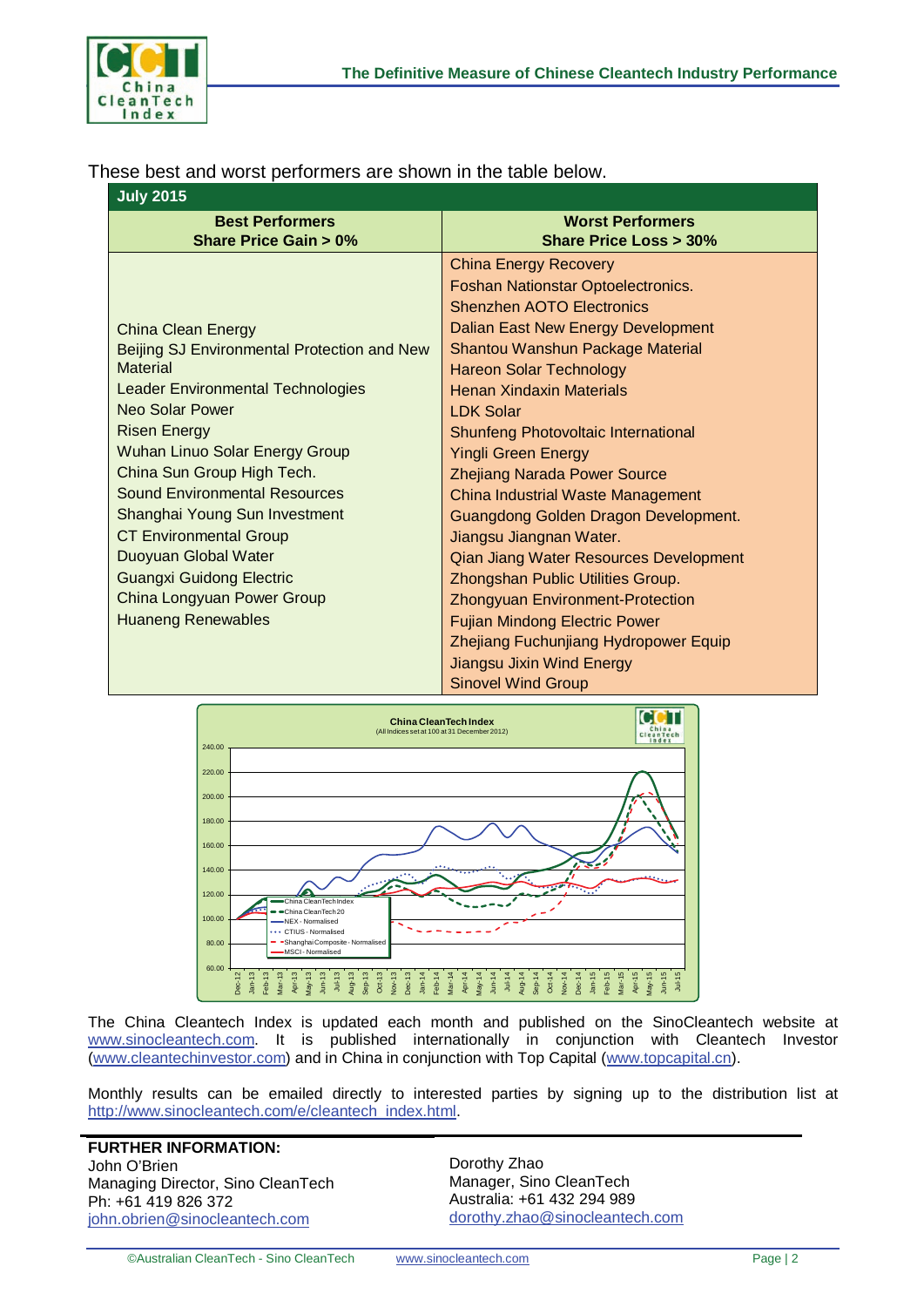These best and worst performers are shown in the table below.

| July 2015 | |
|---|---|
| **Best Performers**<br>**Share Price Gain > 0%** | **Worst Performers**<br>**Share Price Loss > 30%** |
| China Clean Energy<br>Beijing SJ Environmental Protection and New Material<br>Leader Environmental Technologies<br>Neo Solar Power<br>Risen Energy<br>Wuhan Linuo Solar Energy Group<br>China Sun Group High Tech.<br>Sound Environmental Resources<br>Shanghai Young Sun Investment<br>CT Environmental Group<br>Duoyuan Global Water<br>Guangxi Guidong Electric<br>China Longyuan Power Group<br>Huaneng Renewables | China Energy Recovery<br>Foshan Nationstar Optoelectronics.<br>Shenzhen AOTO Electronics<br>Dalian East New Energy Development<br>Shantou Wanshun Package Material<br>Hareon Solar Technology<br>Henan Xindaxin Materials<br>LDK Solar<br>Shunfeng Photovoltaic International<br>Yingli Green Energy<br>Zhejiang Narada Power Source<br>China Industrial Waste Management<br>Guangdong Golden Dragon Development.<br>Jiangsu Jiangnan Water.<br>Qian Jiang Water Resources Development<br>Zhongshan Public Utilities Group.<br>Zhongyuan Environment-Protection<br>Fujian Mindong Electric Power<br>Zhejiang Fuchunjiang Hydropower Equip<br>Jiangsu Jixin Wind Energy<br>Sinovel Wind Group |

China CleanTech Index
(All Indices set at 100 at 31 December 2012)

240.00
220.00
200.00
180.00
160.00
140.00
120.00
100.00
80.00
60.00

China CleanTech Index
China CleanTech 20
NEX - Normalised
CTIUS - Normalised
Shanghai Composite - Normalised
MSCI - Normalised

Dec-12 Jan-13 Feb-13 Mar-13 Apr-13 May-13 Jun-13 Jul-13 Aug-13 Sep-13 Oct-13 Nov-13 Dec-13 Jan-14 Feb-14 Mar-14 Apr-14 May-14 Jun-14 Jul-14 Aug-14 Sep-14 Oct-14 Nov-14 Dec-14 Jan-15 Feb-15 Mar-15 Apr-15 May-15 Jun-15 Jul-15

The China Cleantech Index is updated each month and published on the SinoCleantech website at www.sinocleantech.com. It is published internationally in conjunction with Cleantech Investor (www.cleantechinvestor.com) and in China in conjunction with Top Capital (www.topcapital.cn).

Monthly results can be emailed directly to interested parties by signing up to the distribution list at http://www.sinocleantech.com/e/cleantech_index.html.

**FURTHER INFORMATION:**

John O'Brien
Managing Director, Sino CleanTech
Ph: +61 419 826 372
john.obrien@sinocleantech.com

Dorothy Zhao
Manager, Sino CleanTech
Australia: +61 432 294 989
dorothy.zhao@sinocleantech.com